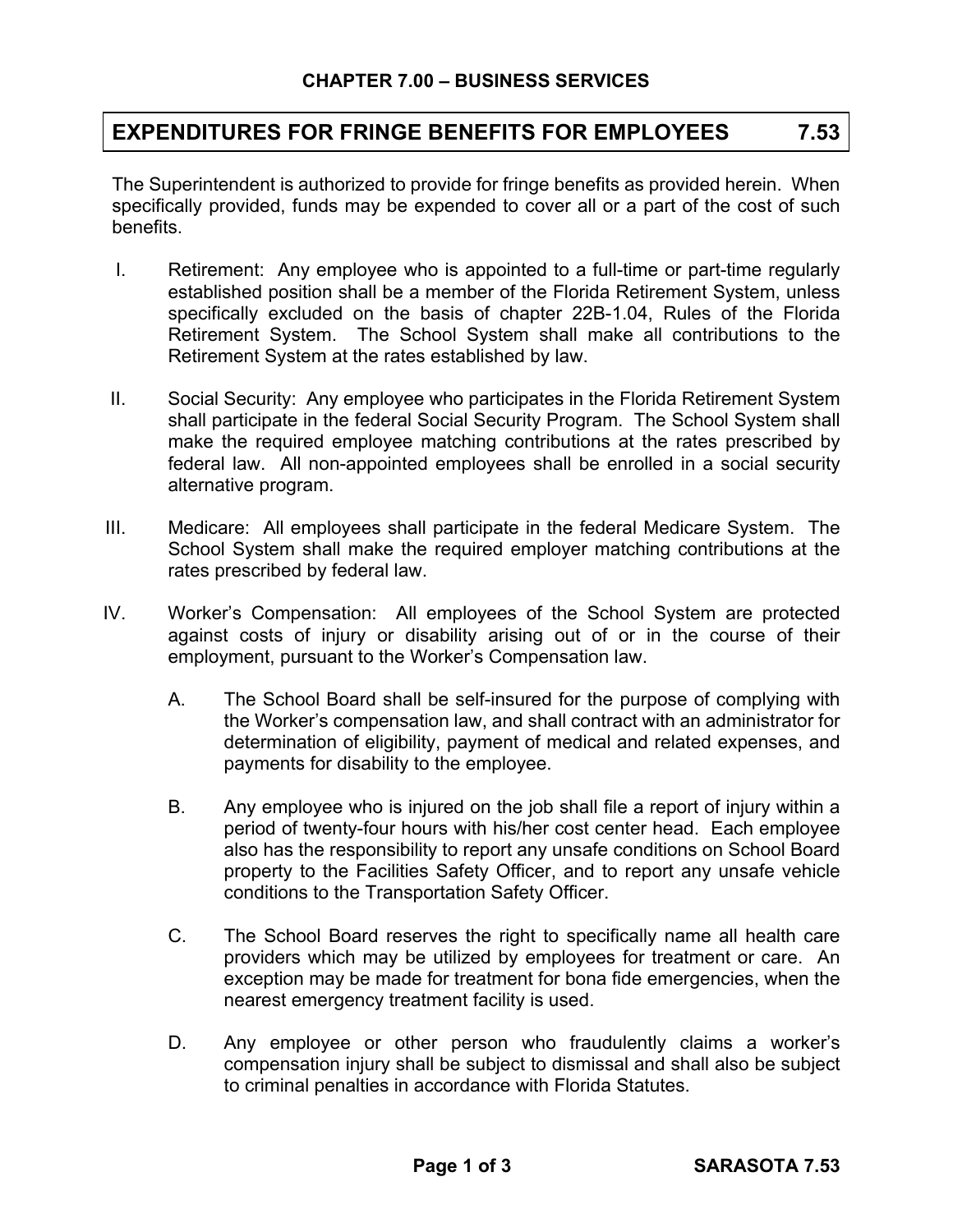## CHAPTER 7.00 – BUSINESS SERVICES

# EXPENDITURES FOR FRINGE BENEFITS FOR EMPLOYEES 7.53

The Superintendent is authorized to provide for fringe benefits as provided herein. When specifically provided, funds may be expended to cover all or a part of the cost of such benefits.

I. Retirement: Any employee who is appointed to a full-time or part-time regularly established position shall be a member of the Florida Retirement System, unless specifically excluded on the basis of chapter 22B-1.04, Rules of the Florida Retirement System. The School System shall make all contributions to the Retirement System at the rates established by law.

II. Social Security: Any employee who participates in the Florida Retirement System shall participate in the federal Social Security Program. The School System shall make the required employee matching contributions at the rates prescribed by federal law. All non-appointed employees shall be enrolled in a social security alternative program.

III. Medicare: All employees shall participate in the federal Medicare System. The School System shall make the required employer matching contributions at the rates prescribed by federal law.

IV. Worker's Compensation: All employees of the School System are protected against costs of injury or disability arising out of or in the course of their employment, pursuant to the Worker's Compensation law.

   A. The School Board shall be self-insured for the purpose of complying with the Worker's compensation law, and shall contract with an administrator for determination of eligibility, payment of medical and related expenses, and payments for disability to the employee.

   B. Any employee who is injured on the job shall file a report of injury within a period of twenty-four hours with his/her cost center head. Each employee also has the responsibility to report any unsafe conditions on School Board property to the Facilities Safety Officer, and to report any unsafe vehicle conditions to the Transportation Safety Officer.

   C. The School Board reserves the right to specifically name all health care providers which may be utilized by employees for treatment or care. An exception may be made for treatment for bona fide emergencies, when the nearest emergency treatment facility is used.

   D. Any employee or other person who fraudulently claims a worker's compensation injury shall be subject to dismissal and shall also be subject to criminal penalties in accordance with Florida Statutes.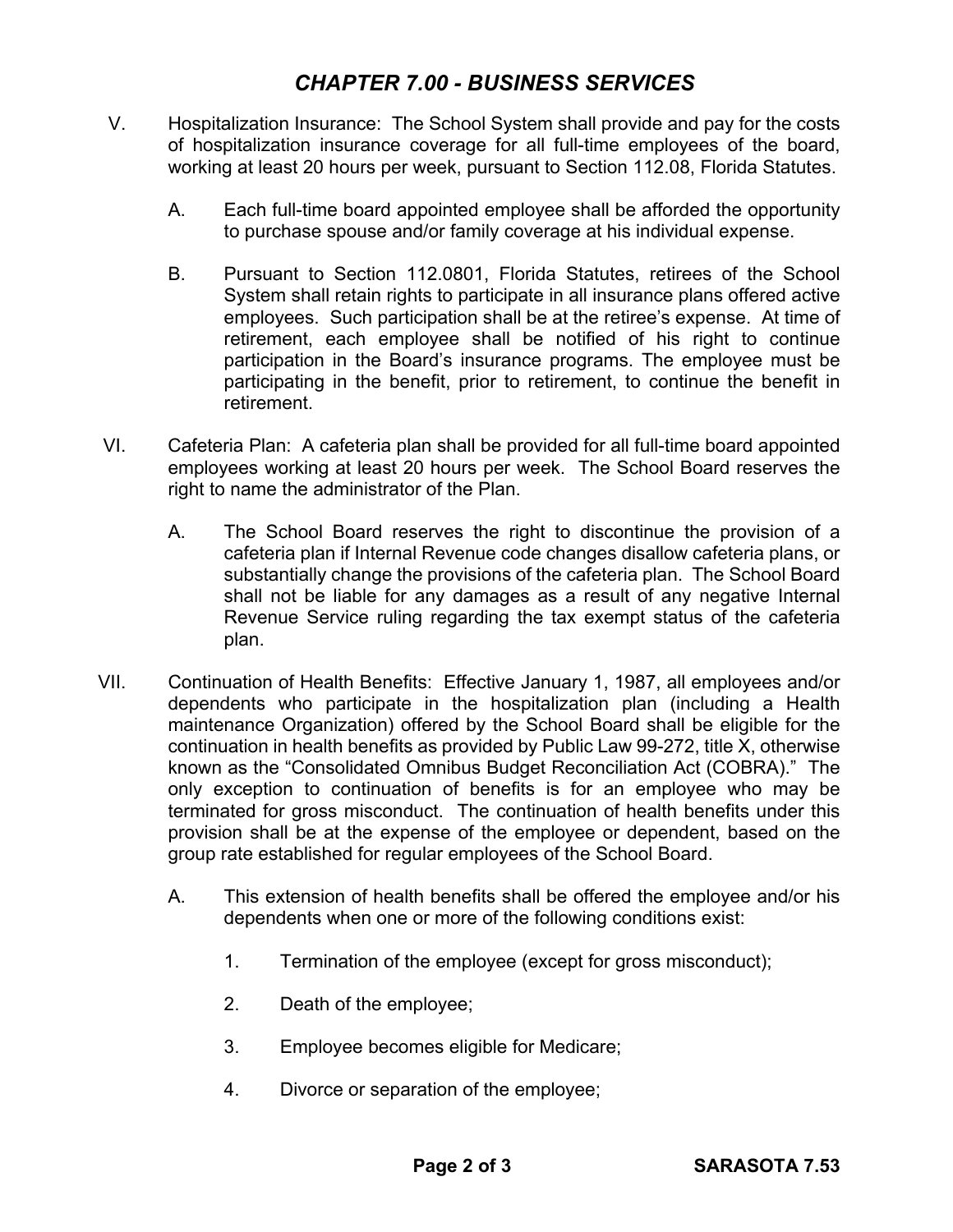V. Hospitalization Insurance: The School System shall provide and pay for the costs of hospitalization insurance coverage for all full-time employees of the board, working at least 20 hours per week, pursuant to Section 112.08, Florida Statutes.

   A. Each full-time board appointed employee shall be afforded the opportunity to purchase spouse and/or family coverage at his individual expense.

   B. Pursuant to Section 112.0801, Florida Statutes, retirees of the School System shall retain rights to participate in all insurance plans offered active employees. Such participation shall be at the retiree's expense. At time of retirement, each employee shall be notified of his right to continue participation in the Board's insurance programs. The employee must be participating in the benefit, prior to retirement, to continue the benefit in retirement.

VI. Cafeteria Plan: A cafeteria plan shall be provided for all full-time board appointed employees working at least 20 hours per week. The School Board reserves the right to name the administrator of the Plan.

   A. The School Board reserves the right to discontinue the provision of a cafeteria plan if Internal Revenue code changes disallow cafeteria plans, or substantially change the provisions of the cafeteria plan. The School Board shall not be liable for any damages as a result of any negative Internal Revenue Service ruling regarding the tax exempt status of the cafeteria plan.

VII. Continuation of Health Benefits: Effective January 1, 1987, all employees and/or dependents who participate in the hospitalization plan (including a Health maintenance Organization) offered by the School Board shall be eligible for the continuation in health benefits as provided by Public Law 99-272, title X, otherwise known as the "Consolidated Omnibus Budget Reconciliation Act (COBRA)." The only exception to continuation of benefits is for an employee who may be terminated for gross misconduct. The continuation of health benefits under this provision shall be at the expense of the employee or dependent, based on the group rate established for regular employees of the School Board.

   A. This extension of health benefits shall be offered the employee and/or his dependents when one or more of the following conditions exist:

      1. Termination of the employee (except for gross misconduct);

      2. Death of the employee;

      3. Employee becomes eligible for Medicare;

      4. Divorce or separation of the employee;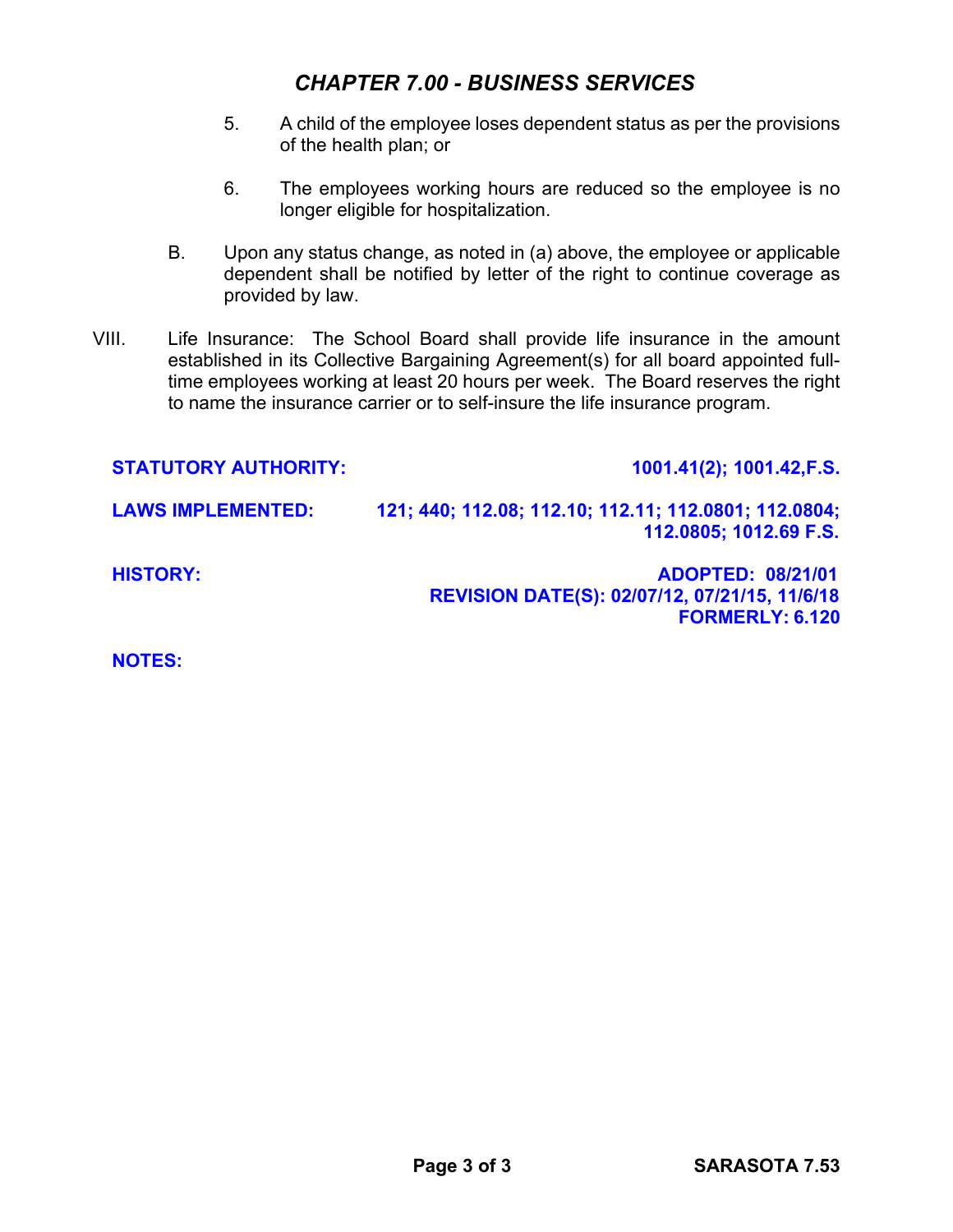5. A child of the employee loses dependent status as per the provisions of the health plan; or

6. The employees working hours are reduced so the employee is no longer eligible for hospitalization.

B. Upon any status change, as noted in (a) above, the employee or applicable dependent shall be notified by letter of the right to continue coverage as provided by law.

VIII. Life Insurance: The School Board shall provide life insurance in the amount established in its Collective Bargaining Agreement(s) for all board appointed full-time employees working at least 20 hours per week. The Board reserves the right to name the insurance carrier or to self-insure the life insurance program.

**STATUTORY AUTHORITY:** **1001.41(2); 1001.42,F.S.**

**LAWS IMPLEMENTED:** **121; 440; 112.08; 112.10; 112.11; 112.0801; 112.0804; 112.0805; 1012.69 F.S.**

**HISTORY:** **ADOPTED: 08/21/01**
**REVISION DATE(S): 02/07/12, 07/21/15, 11/6/18**
**FORMERLY: 6.120**

**NOTES:**